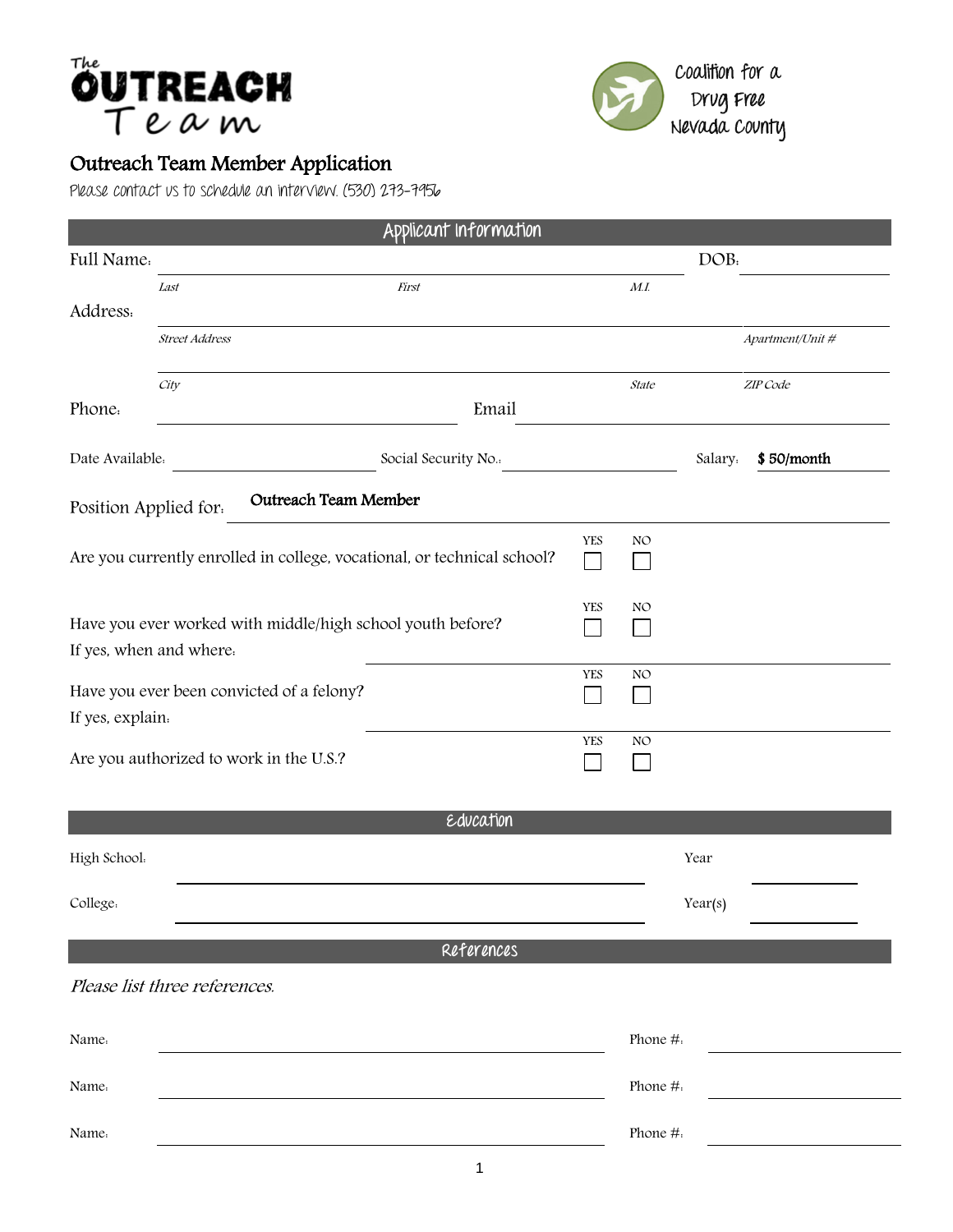The OUTREACH Team

Coalition for a Drug Free Nevada County

# Outreach Team Member Application

Please contact us to schedule an interview. (530) 273-7956

## Applicant Information

Full Name: ______________________________ DOB: __________

*Last* *First* *M.I.*

Address: ______________________________

*Street Address* *Apartment/Unit #*

______________________________

*City* *State* *ZIP Code*

Phone: ______________ Email ______________

Date Available: __________ Social Security No.: __________ Salary: **$ 50/month**

Position Applied for: **Outreach Team Member**

Are you currently enrolled in college, vocational, or technical school? YES ☐ NO ☐

Have you ever worked with middle/high school youth before? YES ☐ NO ☐

If yes, when and where: ______________________________

Have you ever been convicted of a felony? YES ☐ NO ☐

If yes, explain: ______________________________

Are you authorized to work in the U.S.? YES ☐ NO ☐

## Education

High School: ______________________________ Year __________

College: ______________________________ Year(s) __________

## References

*Please list three references.*

Name: ______________________________ Phone #: __________

Name: ______________________________ Phone #: __________

Name: ______________________________ Phone #: __________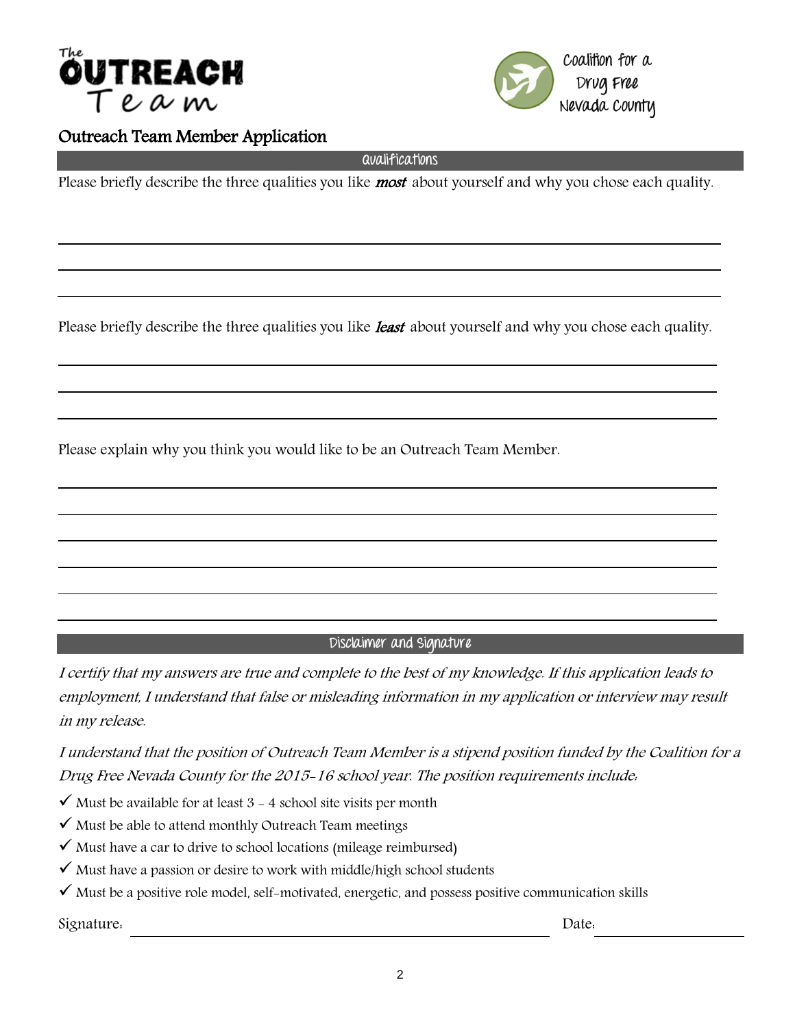The Outreach Team

Coalition for a Drug Free Nevada County

## Outreach Team Member Application

### Qualifications

Please briefly describe the three qualities you like ***most*** about yourself and why you chose each quality.

Please briefly describe the three qualities you like ***least*** about yourself and why you chose each quality.

Please explain why you think you would like to be an Outreach Team Member.

### Disclaimer and Signature

*I certify that my answers are true and complete to the best of my knowledge. If this application leads to employment, I understand that false or misleading information in my application or interview may result in my release.*

*I understand that the position of Outreach Team Member is a stipend position funded by the Coalition for a Drug Free Nevada County for the 2015-16 school year. The position requirements include:*

- ✓ Must be available for at least 3 - 4 school site visits per month
- ✓ Must be able to attend monthly Outreach Team meetings
- ✓ Must have a car to drive to school locations (mileage reimbursed)
- ✓ Must have a passion or desire to work with middle/high school students
- ✓ Must be a positive role model, self-motivated, energetic, and possess positive communication skills

Signature: ______________________________ Date: ______________